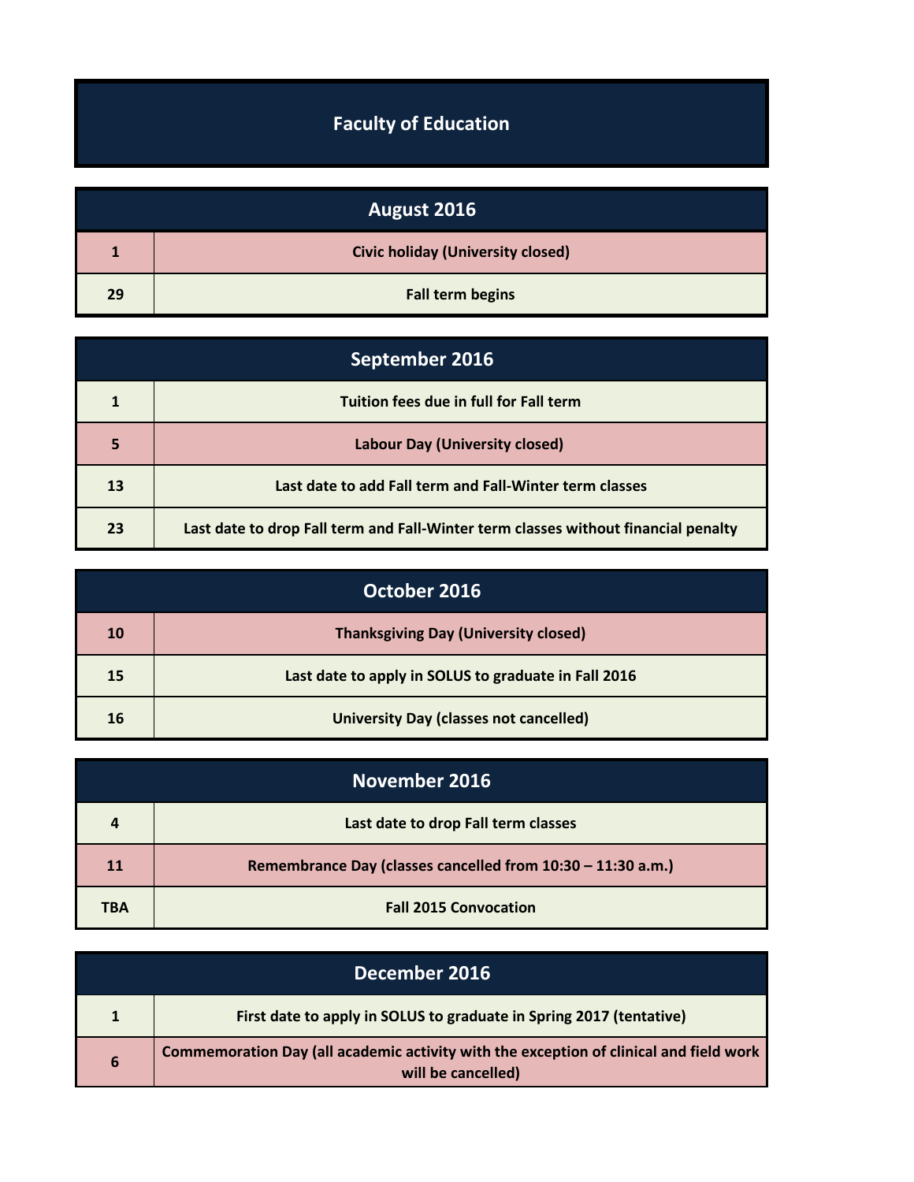# Faculty of Education

| August 2016 | |
|---|---|
| 1 | Civic holiday (University closed) |
| 29 | Fall term begins |

| September 2016 | |
|---|---|
| 1 | Tuition fees due in full for Fall term |
| 5 | Labour Day (University closed) |
| 13 | Last date to add Fall term and Fall-Winter term classes |
| 23 | Last date to drop Fall term and Fall-Winter term classes without financial penalty |

| October 2016 | |
|---|---|
| 10 | Thanksgiving Day (University closed) |
| 15 | Last date to apply in SOLUS to graduate in Fall 2016 |
| 16 | University Day (classes not cancelled) |

| November 2016 | |
|---|---|
| 4 | Last date to drop Fall term classes |
| 11 | Remembrance Day (classes cancelled from 10:30 – 11:30 a.m.) |
| TBA | Fall 2015 Convocation |

| December 2016 | |
|---|---|
| 1 | First date to apply in SOLUS to graduate in Spring 2017 (tentative) |
| 6 | Commemoration Day (all academic activity with the exception of clinical and field work will be cancelled) |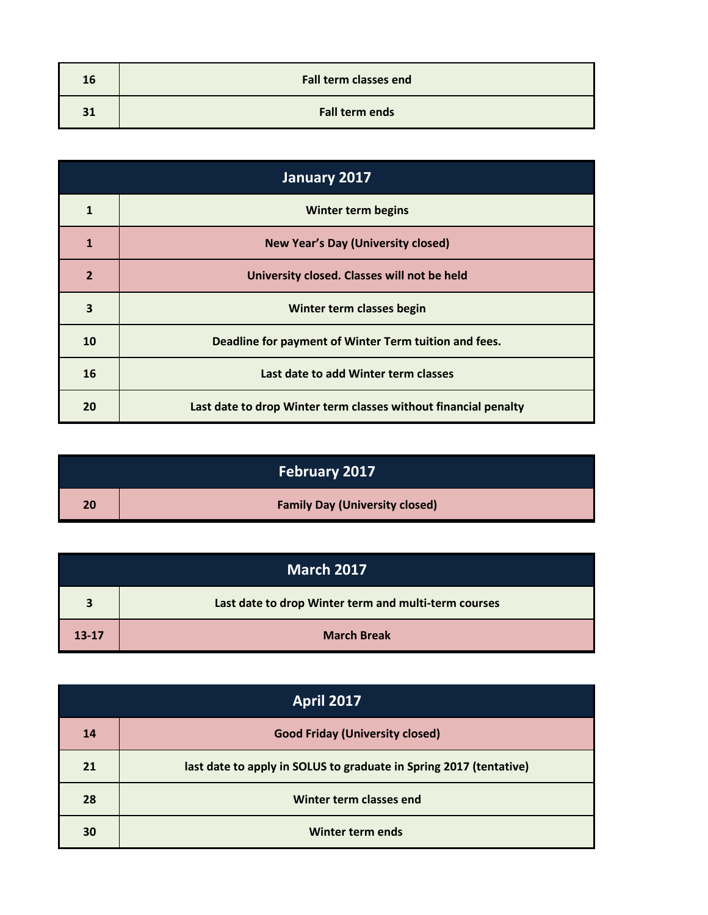| | |
|---|---|
| 16 | Fall term classes end |
| 31 | Fall term ends |

| January 2017 | |
|---|---|
| 1 | Winter term begins |
| 1 | New Year’s Day (University closed) |
| 2 | University closed. Classes will not be held |
| 3 | Winter term classes begin |
| 10 | Deadline for payment of Winter Term tuition and fees. |
| 16 | Last date to add Winter term classes |
| 20 | Last date to drop Winter term classes without financial penalty |

| February 2017 | |
|---|---|
| 20 | Family Day (University closed) |

| March 2017 | |
|---|---|
| 3 | Last date to drop Winter term and multi-term courses |
| 13-17 | March Break |

| April 2017 | |
|---|---|
| 14 | Good Friday (University closed) |
| 21 | last date to apply in SOLUS to graduate in Spring 2017 (tentative) |
| 28 | Winter term classes end |
| 30 | Winter term ends |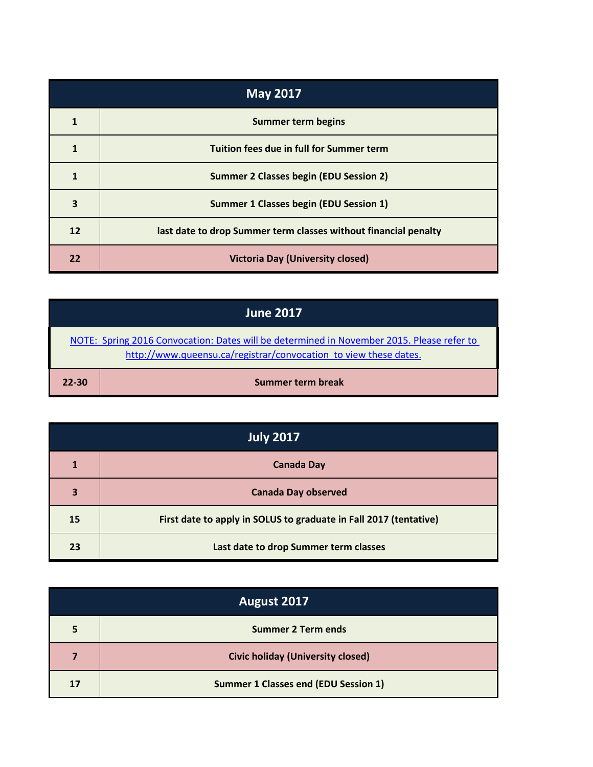| May 2017 | |
|---|---|
| 1 | Summer term begins |
| 1 | Tuition fees due in full for Summer term |
| 1 | Summer 2 Classes begin (EDU Session 2) |
| 3 | Summer 1 Classes begin (EDU Session 1) |
| 12 | last date to drop Summer term classes without financial penalty |
| 22 | Victoria Day (University closed) |

| June 2017 | |
|---|---|
| NOTE: Spring 2016 Convocation: Dates will be determined in November 2015. Please refer to http://www.queensu.ca/registrar/convocation to view these dates. | |
| 22-30 | Summer term break |

| July 2017 | |
|---|---|
| 1 | Canada Day |
| 3 | Canada Day observed |
| 15 | First date to apply in SOLUS to graduate in Fall 2017 (tentative) |
| 23 | Last date to drop Summer term classes |

| August 2017 | |
|---|---|
| 5 | Summer 2 Term ends |
| 7 | Civic holiday (University closed) |
| 17 | Summer 1 Classes end (EDU Session 1) |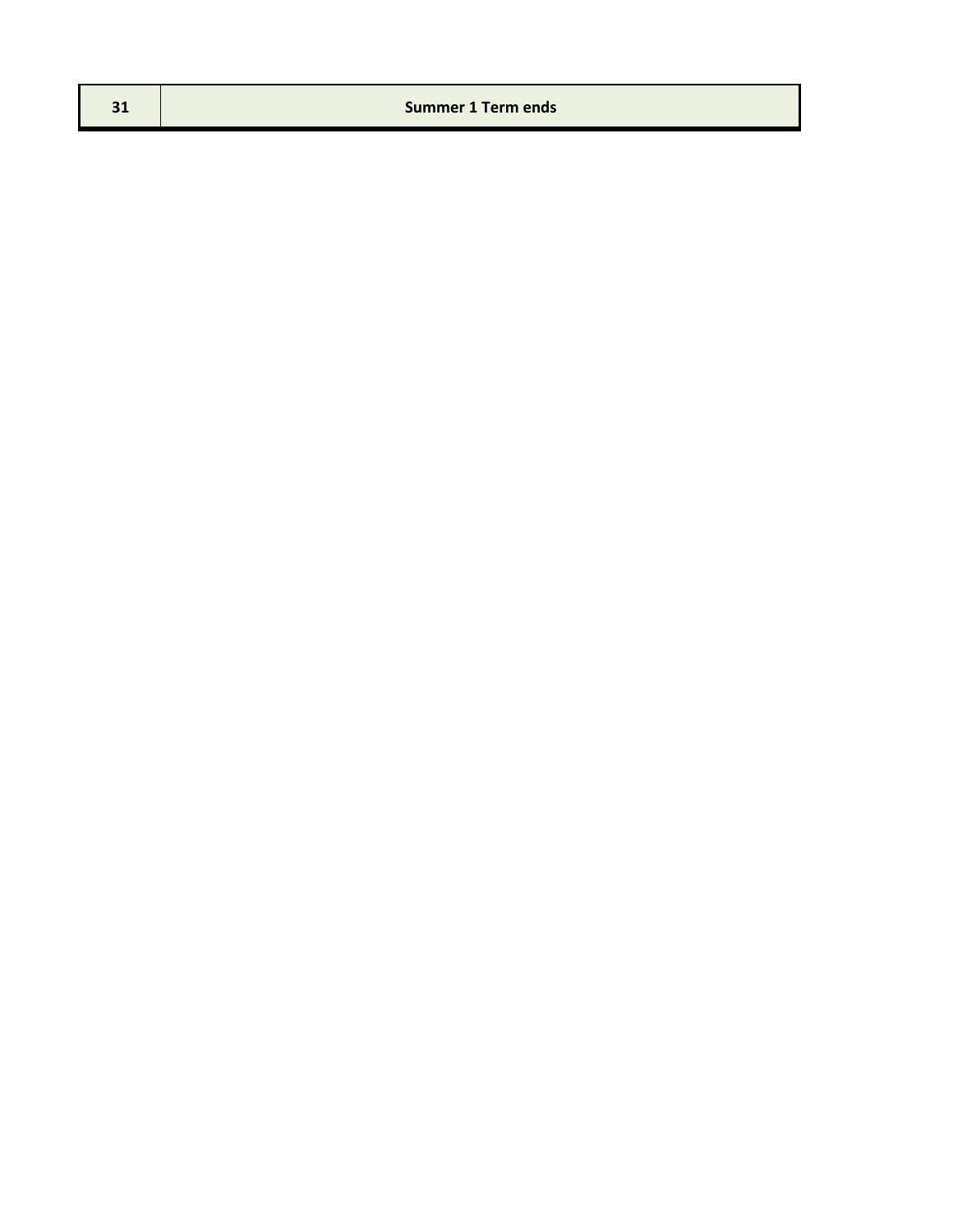| | |
|---|---|
| 31 | **Summer 1 Term ends** |